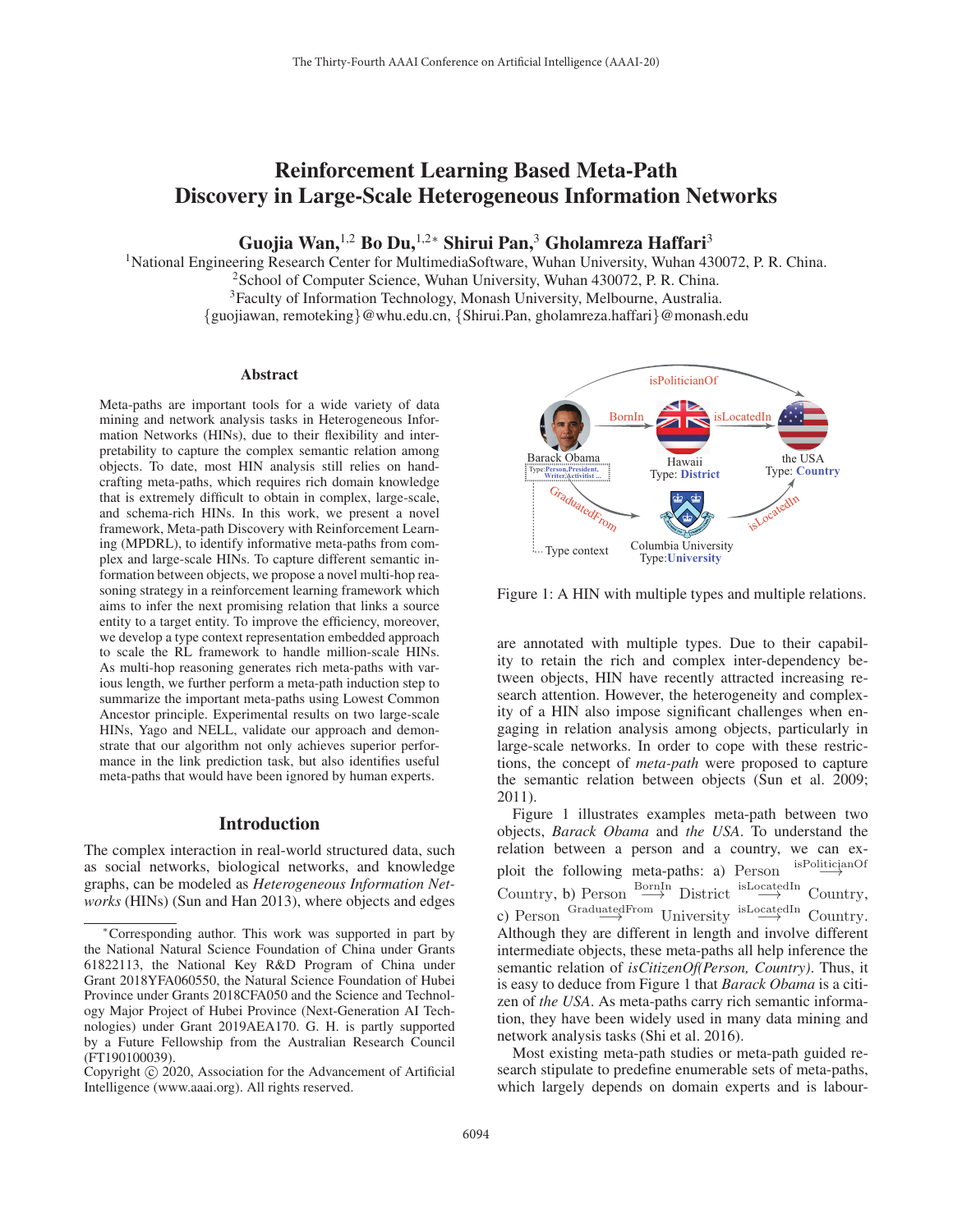# Reinforcement Learning Based Meta-Path Discovery in Large-Scale Heterogeneous Information Networks

**Guojia Wan,[1,2] Bo Du,[1,2*] Shirui Pan,[3] Gholamreza Haffari[3]**

[1]National Engineering Research Center for MultimediaSoftware, Wuhan University, Wuhan 430072, P. R. China.
[2]School of Computer Science, Wuhan University, Wuhan 430072, P. R. China.
[3]Faculty of Information Technology, Monash University, Melbourne, Australia.
{guojiawan, remoteking}@whu.edu.cn, {Shirui.Pan, gholamreza.haffari}@monash.edu

## Abstract

Meta-paths are important tools for a wide variety of data mining and network analysis tasks in Heterogeneous Information Networks (HINs), due to their flexibility and interpretability to capture the complex semantic relation among objects. To date, most HIN analysis still relies on hand-crafting meta-paths, which requires rich domain knowledge that is extremely difficult to obtain in complex, large-scale, and schema-rich HINs. In this work, we present a novel framework, Meta-path Discovery with Reinforcement Learning (MPDRL), to identify informative meta-paths from complex and large-scale HINs. To capture different semantic information between objects, we propose a novel multi-hop reasoning strategy in a reinforcement learning framework which aims to infer the next promising relation that links a source entity to a target entity. To improve the efficiency, moreover, we develop a type context representation embedded approach to scale the RL framework to handle million-scale HINs. As multi-hop reasoning generates rich meta-paths with various length, we further perform a meta-path induction step to summarize the important meta-paths using Lowest Common Ancestor principle. Experimental results on two large-scale HINs, Yago and NELL, validate our approach and demonstrate that our algorithm not only achieves superior performance in the link prediction task, but also identifies useful meta-paths that would have been ignored by human experts.

## Introduction

The complex interaction in real-world structured data, such as social networks, biological networks, and knowledge graphs, can be modeled as *Heterogeneous Information Networks* (HINs) (Sun and Han 2013), where objects and edges are annotated with multiple types. Due to their capability to retain the rich and complex inter-dependency between objects, HIN have recently attracted increasing research attention. However, the heterogeneity and complexity of a HIN also impose significant challenges when engaging in relation analysis among objects, particularly in large-scale networks. In order to cope with these restrictions, the concept of *meta-path* were proposed to capture the semantic relation between objects (Sun et al. 2009; 2011).

Figure 1: A HIN with multiple types and multiple relations.

Figure 1 illustrates examples meta-path between two objects, *Barack Obama* and *the USA*. To understand the relation between a person and a country, we can exploit the following meta-paths: a) Person $\xrightarrow{\text{isPoliticianOf}}$ Country, b) Person $\xrightarrow{\text{BornIn}}$ District $\xrightarrow{\text{isLocatedIn}}$ Country, c) Person $\xrightarrow{\text{GraduatedFrom}}$ University $\xrightarrow{\text{isLocatedIn}}$ Country. Although they are different in length and involve different intermediate objects, these meta-paths all help inference the semantic relation of *isCitizenOf(Person, Country)*. Thus, it is easy to deduce from Figure 1 that *Barack Obama* is a citizen of *the USA*. As meta-paths carry rich semantic information, they have been widely used in many data mining and network analysis tasks (Shi et al. 2016).

Most existing meta-path studies or meta-path guided research stipulate to predefine enumerable sets of meta-paths, which largely depends on domain experts and is labour-

---

*Corresponding author. This work was supported in part by the National Natural Science Foundation of China under Grants 61822113, the National Key R&D Program of China under Grant 2018YFA060550, the Natural Science Foundation of Hubei Province under Grants 2018CFA050 and the Science and Technology Major Project of Hubei Province (Next-Generation AI Technologies) under Grant 2019AEA170. G. H. is partly supported by a Future Fellowship from the Australian Research Council (FT190100039).

Copyright © 2020, Association for the Advancement of Artificial Intelligence (www.aaai.org). All rights reserved.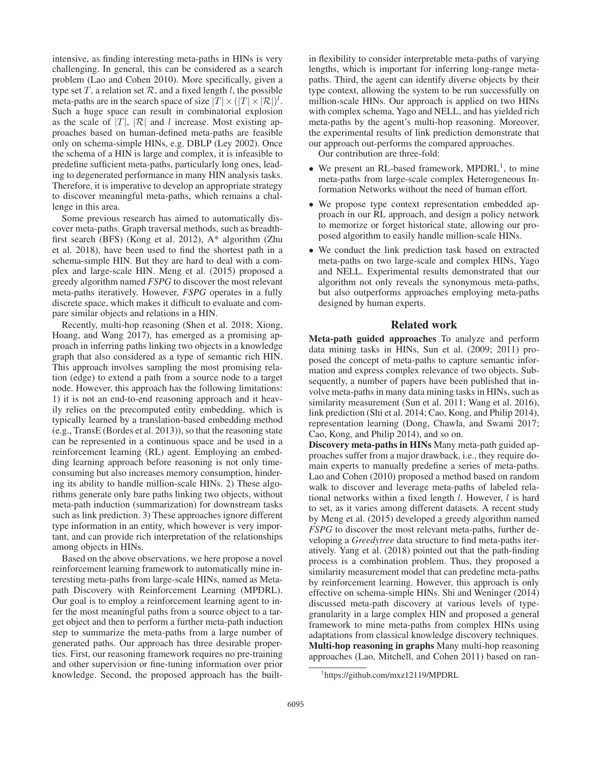intensive, as finding interesting meta-paths in HINs is very challenging. In general, this can be considered as a search problem (Lao and Cohen 2010). More specifically, given a type set $T$, a relation set $\mathcal{R}$, and a fixed length $l$, the possible meta-paths are in the search space of size $|T| \times (|T| \times |\mathcal{R}|)^l$. Such a huge space can result in combinatorial explosion as the scale of $|T|$, $|\mathcal{R}|$ and $l$ increase. Most existing approaches based on human-defined meta-paths are feasible only on schema-simple HINs, e.g. DBLP (Ley 2002). Once the schema of a HIN is large and complex, it is infeasible to predefine sufficient meta-paths, particularly long ones, leading to degenerated performance in many HIN analysis tasks. Therefore, it is imperative to develop an appropriate strategy to discover meaningful meta-paths, which remains a challenge in this area.

Some previous research has aimed to automatically discover meta-paths. Graph traversal methods, such as breadth-first search (BFS) (Kong et al. 2012), A* algorithm (Zhu et al. 2018), have been used to find the shortest path in a schema-simple HIN. But they are hard to deal with a complex and large-scale HIN. Meng et al. (2015) proposed a greedy algorithm named *FSPG* to discover the most relevant meta-paths iteratively. However, *FSPG* operates in a fully discrete space, which makes it difficult to evaluate and compare similar objects and relations in a HIN.

Recently, multi-hop reasoning (Shen et al. 2018; Xiong, Hoang, and Wang 2017), has emerged as a promising approach in inferring paths linking two objects in a knowledge graph that also considered as a type of semantic rich HIN. This approach involves sampling the most promising relation (edge) to extend a path from a source node to a target node. However, this approach has the following limitations: 1) it is not an end-to-end reasoning approach and it heavily relies on the precomputed entity embedding, which is typically learned by a translation-based embedding method (e.g., TransE (Bordes et al. 2013)), so that the reasoning state can be represented in a continuous space and be used in a reinforcement learning (RL) agent. Employing an embedding learning approach before reasoning is not only time-consuming but also increases memory consumption, hindering its ability to handle million-scale HINs. 2) These algorithms generate only bare paths linking two objects, without meta-path induction (summarization) for downstream tasks such as link prediction. 3) These approaches ignore different type information in an entity, which however is very important, and can provide rich interpretation of the relationships among objects in HINs.

Based on the above observations, we here propose a novel reinforcement learning framework to automatically mine interesting meta-paths from large-scale HINs, named as Meta-path Discovery with Reinforcement Learning (MPDRL). Our goal is to employ a reinforcement learning agent to infer the most meaningful paths from a source object to a target object and then to perform a further meta-path induction step to summarize the meta-paths from a large number of generated paths. Our approach has three desirable properties. First, our reasoning framework requires no pre-training and other supervision or fine-tuning information over prior knowledge. Second, the proposed approach has the built-in flexibility to consider interpretable meta-paths of varying lengths, which is important for inferring long-range meta-paths. Third, the agent can identify diverse objects by their type context, allowing the system to be run successfully on million-scale HINs. Our approach is applied on two HINs with complex schema, Yago and NELL, and has yielded rich meta-paths by the agent's multi-hop reasoning. Moreover, the experimental results of link prediction demonstrate that our approach out-performs the compared approaches.

Our contribution are three-fold:

- We present an RL-based framework, MPDRL[1], to mine meta-paths from large-scale complex Heterogeneous Information Networks without the need of human effort.
- We propose type context representation embedded approach in our RL approach, and design a policy network to memorize or forget historical state, allowing our proposed algorithm to easily handle million-scale HINs.
- We conduct the link prediction task based on extracted meta-paths on two large-scale and complex HINs, Yago and NELL. Experimental results demonstrated that our algorithm not only reveals the synonymous meta-paths, but also outperforms approaches employing meta-paths designed by human experts.

## Related work

**Meta-path guided approaches** To analyze and perform data mining tasks in HINs, Sun et al. (2009; 2011) proposed the concept of meta-paths to capture semantic information and express complex relevance of two objects. Subsequently, a number of papers have been published that involve meta-paths in many data mining tasks in HINs, such as similarity measurement (Sun et al. 2011; Wang et al. 2016), link prediction (Shi et al. 2014; Cao, Kong, and Philip 2014), representation learning (Dong, Chawla, and Swami 2017; Cao, Kong, and Philip 2014), and so on.

**Discovery meta-paths in HINs** Many meta-path guided approaches suffer from a major drawback, i.e., they require domain experts to manually predefine a series of meta-paths. Lao and Cohen (2010) proposed a method based on random walk to discover and leverage meta-paths of labeled relational networks within a fixed length $l$. However, $l$ is hard to set, as it varies among different datasets. A recent study by Meng et al. (2015) developed a greedy algorithm named *FSPG* to discover the most relevant meta-paths, further developing a *Greedytree* data structure to find meta-paths iteratively. Yang et al. (2018) pointed out that the path-finding process is a combination problem. Thus, they proposed a similarity measurement model that can predefine meta-paths by reinforcement learning. However, this approach is only effective on schema-simple HINs. Shi and Weninger (2014) discussed meta-path discovery at various levels of type-granularity in a large complex HIN and proposed a general framework to mine meta-paths from complex HINs using adaptations from classical knowledge discovery techniques.

**Multi-hop reasoning in graphs** Many multi-hop reasoning approaches (Lao, Mitchell, and Cohen 2011) based on ran-

[1] https://github.com/mxz12119/MPDRL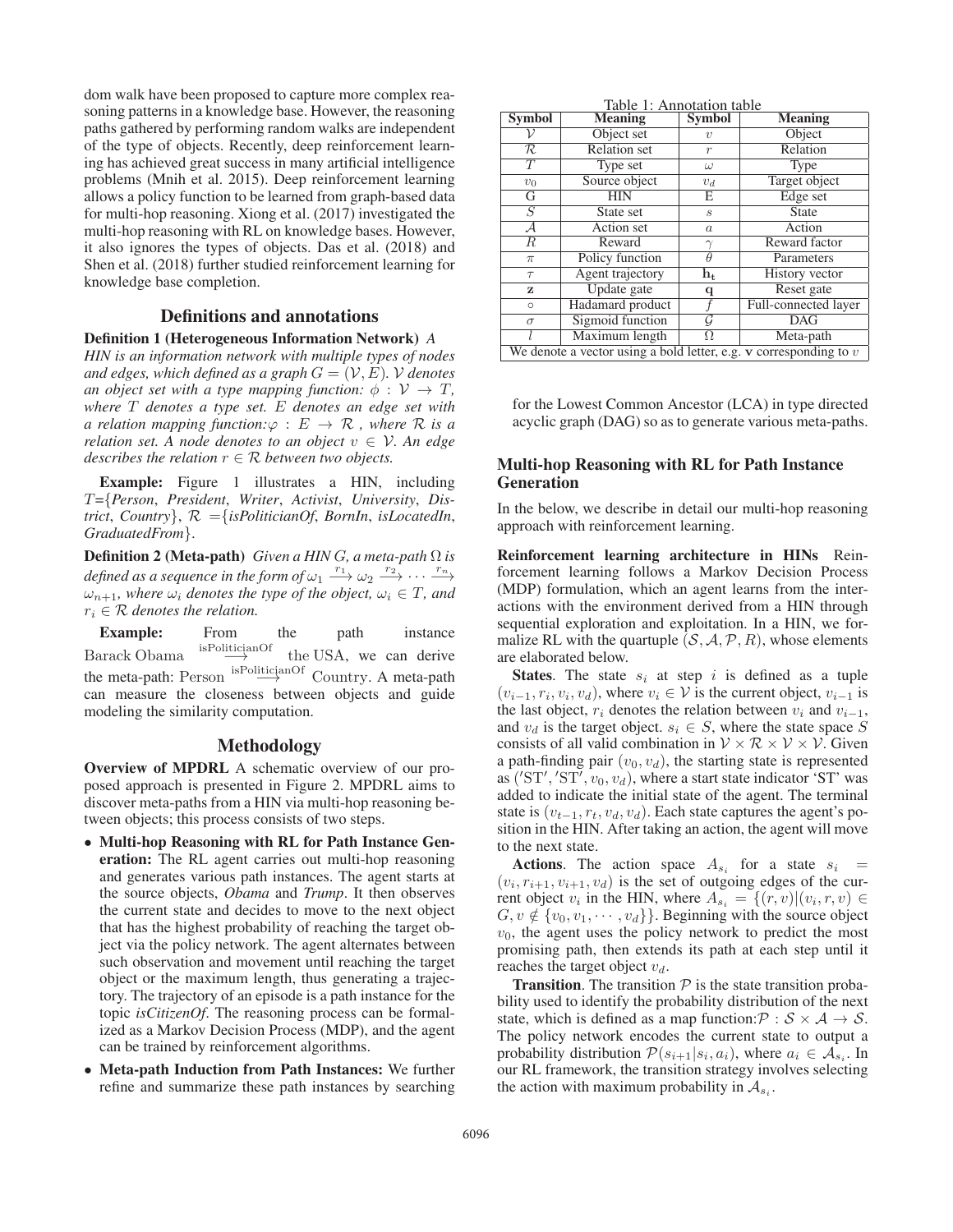dom walk have been proposed to capture more complex reasoning patterns in a knowledge base. However, the reasoning paths gathered by performing random walks are independent of the type of objects. Recently, deep reinforcement learning has achieved great success in many artificial intelligence problems (Mnih et al. 2015). Deep reinforcement learning allows a policy function to be learned from graph-based data for multi-hop reasoning. Xiong et al. (2017) investigated the multi-hop reasoning with RL on knowledge bases. However, it also ignores the types of objects. Das et al. (2018) and Shen et al. (2018) further studied reinforcement learning for knowledge base completion.

## Definitions and annotations

**Definition 1 (Heterogeneous Information Network)** *A HIN is an information network with multiple types of nodes and edges, which defined as a graph $G = (\mathcal{V}, E)$. $\mathcal{V}$ denotes an object set with a type mapping function: $\phi : \mathcal{V} \rightarrow T$, where $T$ denotes a type set. $E$ denotes an edge set with a relation mapping function: $\varphi : E \rightarrow \mathcal{R}$ , where $\mathcal{R}$ is a relation set. A node denotes to an object $v \in \mathcal{V}$. An edge describes the relation $r \in \mathcal{R}$ between two objects.*

**Example:** Figure 1 illustrates a HIN, including $T$={*Person*, *President*, *Writer*, *Activist*, *University*, *District*, *Country*}, $\mathcal{R}$ ={*isPoliticianOf*, *BornIn*, *isLocatedIn*, *GraduatedFrom*}.

**Definition 2 (Meta-path)** *Given a HIN $G$, a meta-path $\Omega$ is defined as a sequence in the form of $\omega_1 \xrightarrow{r_1} \omega_2 \xrightarrow{r_2} \cdots \xrightarrow{r_n} \omega_{n+1}$, where $\omega_i$ denotes the type of the object, $\omega_i \in T$, and $r_i \in \mathcal{R}$ denotes the relation.*

**Example:** From the path instance $\text{Barack Obama} \xrightarrow{\text{isPoliticianOf}} \text{the USA}$, we can derive the meta-path: $\text{Person} \xrightarrow{\text{isPoliticianOf}} \text{Country}$. A meta-path can measure the closeness between objects and guide modeling the similarity computation.

## Methodology

**Overview of MPDRL** A schematic overview of our proposed approach is presented in Figure 2. MPDRL aims to discover meta-paths from a HIN via multi-hop reasoning between objects; this process consists of two steps.

- **Multi-hop Reasoning with RL for Path Instance Generation:** The RL agent carries out multi-hop reasoning and generates various path instances. The agent starts at the source objects, *Obama* and *Trump*. It then observes the current state and decides to move to the next object that has the highest probability of reaching the target object via the policy network. The agent alternates between such observation and movement until reaching the target object or the maximum length, thus generating a trajectory. The trajectory of an episode is a path instance for the topic *isCitizenOf*. The reasoning process can be formalized as a Markov Decision Process (MDP), and the agent can be trained by reinforcement algorithms.
- **Meta-path Induction from Path Instances:** We further refine and summarize these path instances by searching for the Lowest Common Ancestor (LCA) in type directed acyclic graph (DAG) so as to generate various meta-paths.

Table 1: Annotation table

| Symbol | Meaning | Symbol | Meaning |
|---|---|---|---|
| $\mathcal{V}$ | Object set | $v$ | Object |
| $\mathcal{R}$ | Relation set | $r$ | Relation |
| $T$ | Type set | $\omega$ | Type |
| $v_0$ | Source object | $v_d$ | Target object |
| G | HIN | E | Edge set |
| $S$ | State set | $s$ | State |
| $\mathcal{A}$ | Action set | $a$ | Action |
| $R$ | Reward | $\gamma$ | Reward factor |
| $\pi$ | Policy function | $\theta$ | Parameters |
| $\tau$ | Agent trajectory | $\mathbf{h_t}$ | History vector |
| $\mathbf{z}$ | Update gate | $\mathbf{q}$ | Reset gate |
| $\circ$ | Hadamard product | $f$ | Full-connected layer |
| $\sigma$ | Sigmoid function | $\mathcal{G}$ | DAG |
| $l$ | Maximum length | $\Omega$ | Meta-path |
| We denote a vector using a bold letter, e.g. $\mathbf{v}$ corresponding to $v$ | | | |

### Multi-hop Reasoning with RL for Path Instance Generation

In the below, we describe in detail our multi-hop reasoning approach with reinforcement learning.

**Reinforcement learning architecture in HINs** Reinforcement learning follows a Markov Decision Process (MDP) formulation, which an agent learns from the interactions with the environment derived from a HIN through sequential exploration and exploitation. In a HIN, we formalize RL with the quartuple $(\mathcal{S}, \mathcal{A}, \mathcal{P}, R)$, whose elements are elaborated below.

**States**. The state $s_i$ at step $i$ is defined as a tuple $(v_{i-1}, r_i, v_i, v_d)$, where $v_i \in \mathcal{V}$ is the current object, $v_{i-1}$ is the last object, $r_i$ denotes the relation between $v_i$ and $v_{i-1}$, and $v_d$ is the target object. $s_i \in S$, where the state space $S$ consists of all valid combination in $\mathcal{V} \times \mathcal{R} \times \mathcal{V} \times \mathcal{V}$. Given a path-finding pair $(v_0, v_d)$, the starting state is represented as $('\text{ST}', '\text{ST}', v_0, v_d)$, where a start state indicator 'ST' was added to indicate the initial state of the agent. The terminal state is $(v_{t-1}, r_t, v_d, v_d)$. Each state captures the agent's position in the HIN. After taking an action, the agent will move to the next state.

**Actions**. The action space $A_{s_i}$ for a state $s_i = (v_i, r_{i+1}, v_{i+1}, v_d)$ is the set of outgoing edges of the current object $v_i$ in the HIN, where $A_{s_i} = \{(r, v) | (v_i, r, v) \in G, v \notin \{v_0, v_1, \cdots, v_d\}\}$. Beginning with the source object $v_0$, the agent uses the policy network to predict the most promising path, then extends its path at each step until it reaches the target object $v_d$.

**Transition**. The transition $\mathcal{P}$ is the state transition probability used to identify the probability distribution of the next state, which is defined as a map function: $\mathcal{P} : \mathcal{S} \times \mathcal{A} \rightarrow \mathcal{S}$. The policy network encodes the current state to output a probability distribution $\mathcal{P}(s_{i+1}|s_i, a_i)$, where $a_i \in \mathcal{A}_{s_i}$. In our RL framework, the transition strategy involves selecting the action with maximum probability in $\mathcal{A}_{s_i}$.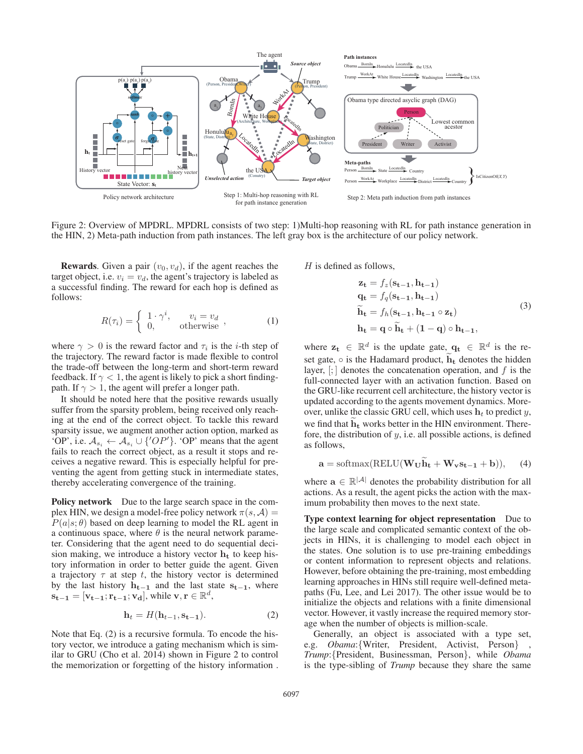Figure 2: Overview of MPDRL. MPDRL consists of two step: 1)Multi-hop reasoning with RL for path instance generation in the HIN, 2) Meta-path induction from path instances. The left gray box is the architecture of our policy network.

**Rewards**. Given a pair $(v_0, v_d)$, if the agent reaches the target object, i.e. $v_i = v_d$, the agent's trajectory is labeled as a successful finding. The reward for each hop is defined as follows:

$$R(\tau_i) = \begin{cases} 1 \cdot \gamma^i, & v_i = v_d \\ 0, & \text{otherwise} \end{cases}, \tag{1}$$

where $\gamma > 0$ is the reward factor and $\tau_i$ is the $i$-th step of the trajectory. The reward factor is made flexible to control the trade-off between the long-term and short-term reward feedback. If $\gamma < 1$, the agent is likely to pick a short finding-path. If $\gamma > 1$, the agent will prefer a longer path.

It should be noted here that the positive rewards usually suffer from the sparsity problem, being received only reaching at the end of the correct object. To tackle this reward sparsity issue, we augment another action option, marked as 'OP', i.e. $\mathcal{A}_{s_i} \leftarrow \mathcal{A}_{s_i} \cup \{'OP'\}$. 'OP' means that the agent fails to reach the correct object, as a result it stops and receives a negative reward. This is especially helpful for preventing the agent from getting stuck in intermediate states, thereby accelerating convergence of the training.

**Policy network** Due to the large search space in the complex HIN, we design a model-free policy network $\pi(s, \mathcal{A}) = P(a|s; \theta)$ based on deep learning to model the RL agent in a continuous space, where $\theta$ is the neural network parameter. Considering that the agent need to do sequential decision making, we introduce a history vector $\mathbf{h_t}$ to keep history information in order to better guide the agent. Given a trajectory $\tau$ at step $t$, the history vector is determined by the last history $\mathbf{h_{t-1}}$ and the last state $\mathbf{s_{t-1}}$, where $\mathbf{s_{t-1}} = [\mathbf{v_{t-1}}; \mathbf{r_{t-1}}; \mathbf{v_d}]$, while $\mathbf{v}, \mathbf{r} \in \mathbb{R}^d$,

$$\mathbf{h}_t = H(\mathbf{h}_{t-1}, \mathbf{s}_{t-1}). \tag{2}$$

Note that Eq. (2) is a recursive formula. To encode the history vector, we introduce a gating mechanism which is similar to GRU (Cho et al. 2014) shown in Figure 2 to control the memorization or forgetting of the history information . $H$ is defined as follows,

$$\begin{aligned} \mathbf{z_t} &= f_z(\mathbf{s_{t-1}}, \mathbf{h_{t-1}}) \\ \mathbf{q_t} &= f_q(\mathbf{s_{t-1}}, \mathbf{h_{t-1}}) \\ \widetilde{\mathbf{h}}_\mathbf{t} &= f_h(\mathbf{s_{t-1}}, \mathbf{h_{t-1}} \circ \mathbf{z_t}) \\ \mathbf{h_t} &= \mathbf{q} \circ \widetilde{\mathbf{h}}_\mathbf{t} + (\mathbf{1} - \mathbf{q}) \circ \mathbf{h_{t-1}}, \end{aligned} \tag{3}$$

where $\mathbf{z_t} \in \mathbb{R}^d$ is the update gate, $\mathbf{q_t} \in \mathbb{R}^d$ is the reset gate, $\circ$ is the Hadamard product, $\widetilde{\mathbf{h}}_\mathbf{t}$ denotes the hidden layer, $[;]$ denotes the concatenation operation, and $f$ is the full-connected layer with an activation function. Based on the GRU-like recurrent cell architecture, the history vector is updated according to the agents movement dynamics. Moreover, unlike the classic GRU cell, which uses $\mathbf{h_t}$ to predict $y$, we find that $\widetilde{\mathbf{h}}_\mathbf{t}$ works better in the HIN environment. Therefore, the distribution of $y$, i.e. all possible actions, is defined as follows,

$$\mathbf{a} = \text{softmax}(\text{RELU}(\mathbf{W_U}\widetilde{\mathbf{h}}_\mathbf{t} + \mathbf{W_v}\mathbf{s_{t-1}} + \mathbf{b})), \tag{4}$$

where $\mathbf{a} \in \mathbb{R}^{|\mathcal{A}|}$ denotes the probability distribution for all actions. As a result, the agent picks the action with the maximum probability then moves to the next state.

**Type context learning for object representation** Due to the large scale and complicated semantic context of the objects in HINs, it is challenging to model each object in the states. One solution is to use pre-training embeddings or content information to represent objects and relations. However, before obtaining the pre-training, most embedding learning approaches in HINs still require well-defined meta-paths (Fu, Lee, and Lei 2017). The other issue would be to initialize the objects and relations with a finite dimensional vector. However, it vastly increase the required memory storage when the number of objects is million-scale.

Generally, an object is associated with a type set, e.g. *Obama*:{Writer, President, Activist, Person} , *Trump*:{President, Businessman, Person}, while *Obama* is the type-sibling of *Trump* because they share the same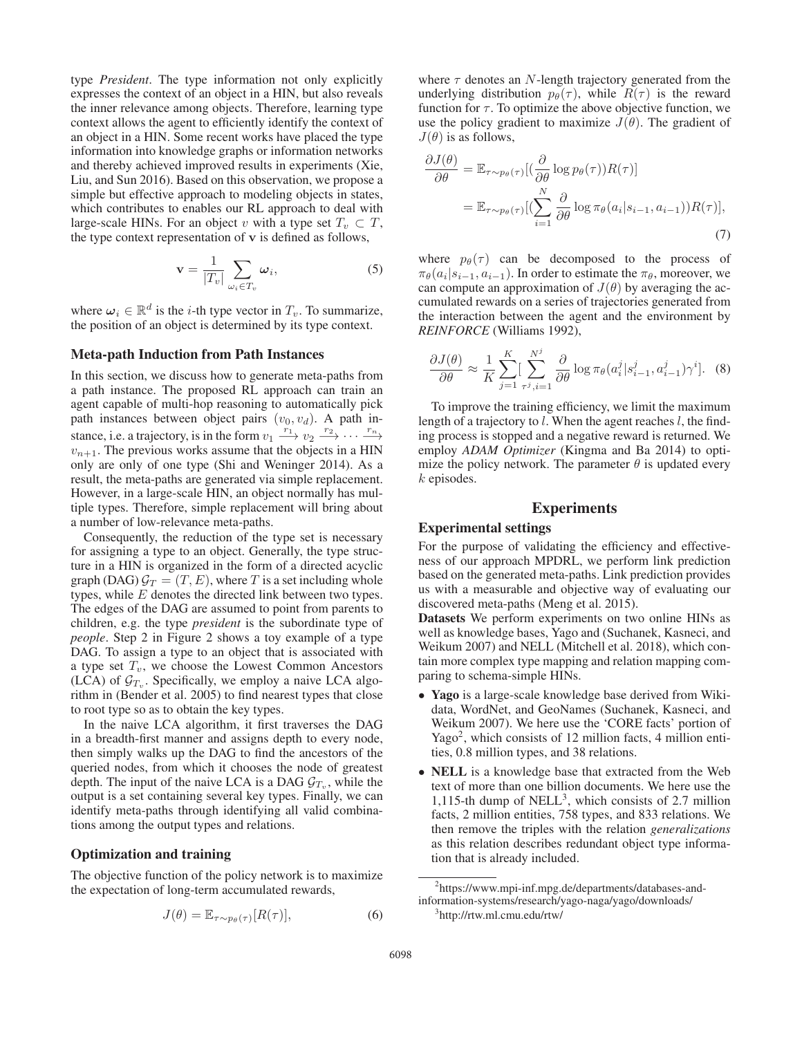type *President*. The type information not only explicitly expresses the context of an object in a HIN, but also reveals the inner relevance among objects. Therefore, learning type context allows the agent to efficiently identify the context of an object in a HIN. Some recent works have placed the type information into knowledge graphs or information networks and thereby achieved improved results in experiments (Xie, Liu, and Sun 2016). Based on this observation, we propose a simple but effective approach to modeling objects in states, which contributes to enables our RL approach to deal with large-scale HINs. For an object $v$ with a type set $T_v \subset T$, the type context representation of $\mathbf{v}$ is defined as follows,

$$\mathbf{v} = \frac{1}{|T_v|} \sum_{\omega_i \in T_v} \boldsymbol{\omega}_i, \tag{5}$$

where $\boldsymbol{\omega}_i \in \mathbb{R}^d$ is the $i$-th type vector in $T_v$. To summarize, the position of an object is determined by its type context.

### Meta-path Induction from Path Instances

In this section, we discuss how to generate meta-paths from a path instance. The proposed RL approach can train an agent capable of multi-hop reasoning to automatically pick path instances between object pairs $(v_0, v_d)$. A path instance, i.e. a trajectory, is in the form $v_1 \xrightarrow{r_1} v_2 \xrightarrow{r_2} \cdots \xrightarrow{r_n} v_{n+1}$. The previous works assume that the objects in a HIN only are only of one type (Shi and Weninger 2014). As a result, the meta-paths are generated via simple replacement. However, in a large-scale HIN, an object normally has multiple types. Therefore, simple replacement will bring about a number of low-relevance meta-paths.

Consequently, the reduction of the type set is necessary for assigning a type to an object. Generally, the type structure in a HIN is organized in the form of a directed acyclic graph (DAG) $\mathcal{G}_T = (T, E)$, where $T$ is a set including whole types, while $E$ denotes the directed link between two types. The edges of the DAG are assumed to point from parents to children, e.g. the type *president* is the subordinate type of *people*. Step 2 in Figure 2 shows a toy example of a type DAG. To assign a type to an object that is associated with a type set $T_v$, we choose the Lowest Common Ancestors (LCA) of $\mathcal{G}_{T_v}$. Specifically, we employ a naive LCA algorithm in (Bender et al. 2005) to find nearest types that close to root type so as to obtain the key types.

In the naive LCA algorithm, it first traverses the DAG in a breadth-first manner and assigns depth to every node, then simply walks up the DAG to find the ancestors of the queried nodes, from which it chooses the node of greatest depth. The input of the naive LCA is a DAG $\mathcal{G}_{T_v}$, while the output is a set containing several key types. Finally, we can identify meta-paths through identifying all valid combinations among the output types and relations.

### Optimization and training

The objective function of the policy network is to maximize the expectation of long-term accumulated rewards,

$$J(\theta) = \mathbb{E}_{\tau \sim p_\theta(\tau)}[R(\tau)], \tag{6}$$

where $\tau$ denotes an $N$-length trajectory generated from the underlying distribution $p_\theta(\tau)$, while $R(\tau)$ is the reward function for $\tau$. To optimize the above objective function, we use the policy gradient to maximize $J(\theta)$. The gradient of $J(\theta)$ is as follows,

$$\begin{aligned}\frac{\partial J(\theta)}{\partial \theta} &= \mathbb{E}_{\tau \sim p_\theta(\tau)}[(\frac{\partial}{\partial \theta} \log p_\theta(\tau))R(\tau)] \\ &= \mathbb{E}_{\tau \sim p_\theta(\tau)}[(\sum_{i=1}^{N} \frac{\partial}{\partial \theta} \log \pi_\theta(a_i|s_{i-1}, a_{i-1}))R(\tau)],\end{aligned} \tag{7}$$

where $p_\theta(\tau)$ can be decomposed to the process of $\pi_\theta(a_i|s_{i-1}, a_{i-1})$. In order to estimate the $\pi_\theta$, moreover, we can compute an approximation of $J(\theta)$ by averaging the accumulated rewards on a series of trajectories generated from the interaction between the agent and the environment by *REINFORCE* (Williams 1992),

$$\frac{\partial J(\theta)}{\partial \theta} \approx \frac{1}{K} \sum_{j=1}^{K} [\sum_{\tau^j, i=1}^{N^j} \frac{\partial}{\partial \theta} \log \pi_\theta(a_i^j|s_{i-1}^j, a_{i-1}^j)\gamma^i]. \tag{8}$$

To improve the training efficiency, we limit the maximum length of a trajectory to $l$. When the agent reaches $l$, the finding process is stopped and a negative reward is returned. We employ *ADAM Optimizer* (Kingma and Ba 2014) to optimize the policy network. The parameter $\theta$ is updated every $k$ episodes.

## Experiments

### Experimental settings

For the purpose of validating the efficiency and effectiveness of our approach MPDRL, we perform link prediction based on the generated meta-paths. Link prediction provides us with a measurable and objective way of evaluating our discovered meta-paths (Meng et al. 2015).

**Datasets** We perform experiments on two online HINs as well as knowledge bases, Yago and (Suchanek, Kasneci, and Weikum 2007) and NELL (Mitchell et al. 2018), which contain more complex type mapping and relation mapping comparing to schema-simple HINs.

- **Yago** is a large-scale knowledge base derived from Wikidata, WordNet, and GeoNames (Suchanek, Kasneci, and Weikum 2007). We here use the 'CORE facts' portion of Yago[2], which consists of 12 million facts, 4 million entities, 0.8 million types, and 38 relations.
- **NELL** is a knowledge base that extracted from the Web text of more than one billion documents. We here use the 1,115-th dump of NELL[3], which consists of 2.7 million facts, 2 million entities, 758 types, and 833 relations. We then remove the triples with the relation *generalizations* as this relation describes redundant object type information that is already included.

[2]https://www.mpi-inf.mpg.de/departments/databases-and-information-systems/research/yago-naga/yago/downloads/

[3]http://rtw.ml.cmu.edu/rtw/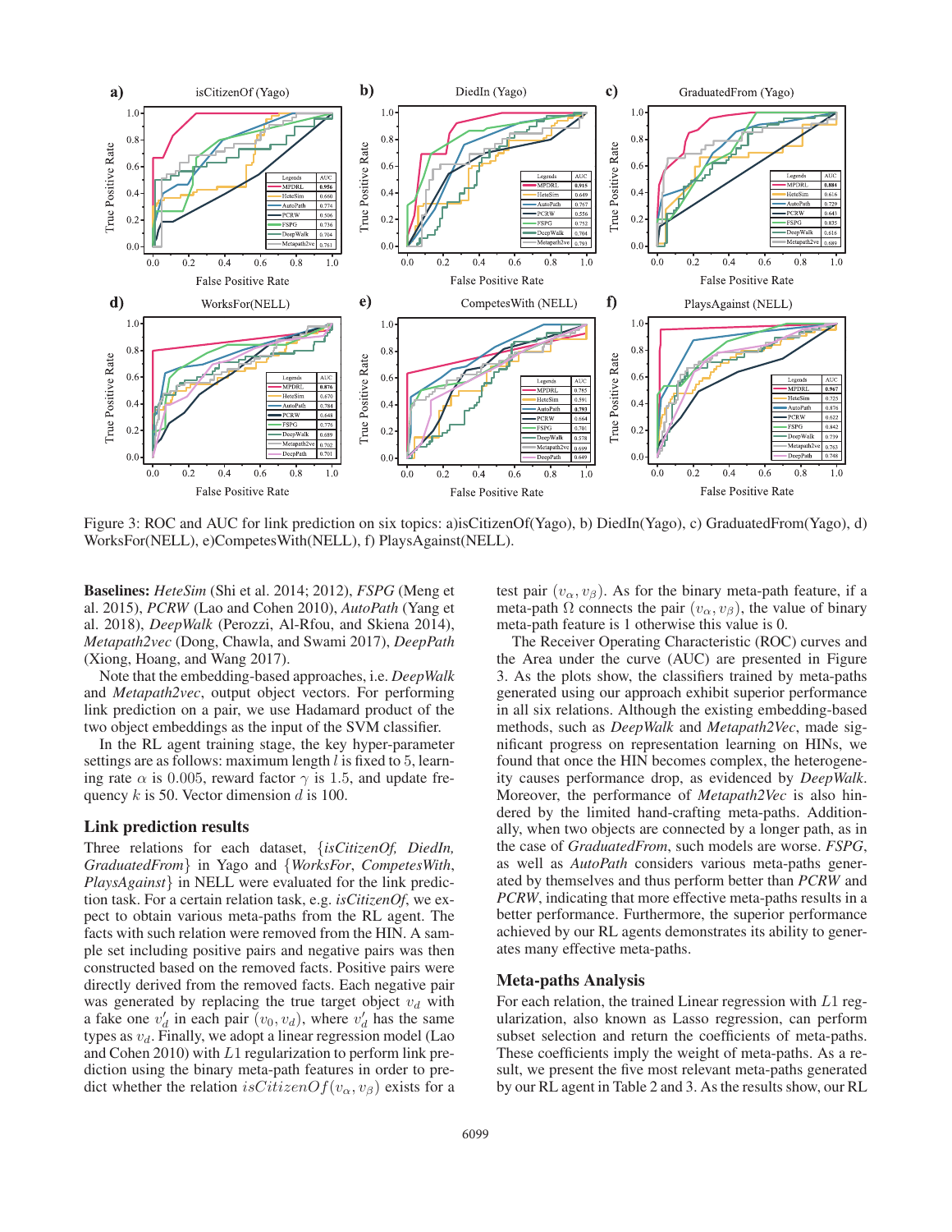Figure 3: ROC and AUC for link prediction on six topics: a)isCitizenOf(Yago), b) DiedIn(Yago), c) GraduatedFrom(Yago), d) WorksFor(NELL), e)CompetesWith(NELL), f) PlaysAgainst(NELL).

**Baselines:** *HeteSim* (Shi et al. 2014; 2012), *FSPG* (Meng et al. 2015), *PCRW* (Lao and Cohen 2010), *AutoPath* (Yang et al. 2018), *DeepWalk* (Perozzi, Al-Rfou, and Skiena 2014), *Metapath2vec* (Dong, Chawla, and Swami 2017), *DeepPath* (Xiong, Hoang, and Wang 2017).

Note that the embedding-based approaches, i.e. *DeepWalk* and *Metapath2vec*, output object vectors. For performing link prediction on a pair, we use Hadamard product of the two object embeddings as the input of the SVM classifier.

In the RL agent training stage, the key hyper-parameter settings are as follows: maximum length $l$ is fixed to 5, learning rate $\alpha$ is 0.005, reward factor $\gamma$ is 1.5, and update frequency $k$ is 50. Vector dimension $d$ is 100.

## Link prediction results

Three relations for each dataset, {*isCitizenOf, DiedIn, GraduatedFrom*} in Yago and {*WorksFor*, *CompetesWith*, *PlaysAgainst*} in NELL were evaluated for the link prediction task. For a certain relation task, e.g. *isCitizenOf*, we expect to obtain various meta-paths from the RL agent. The facts with such relation were removed from the HIN. A sample set including positive pairs and negative pairs was then constructed based on the removed facts. Positive pairs were directly derived from the removed facts. Each negative pair was generated by replacing the true target object $v_d$ with a fake one $v'_d$ in each pair $(v_0, v_d)$, where $v'_d$ has the same types as $v_d$. Finally, we adopt a linear regression model (Lao and Cohen 2010) with $L1$ regularization to perform link prediction using the binary meta-path features in order to predict whether the relation $isCitizenOf(v_\alpha, v_\beta)$ exists for a test pair $(v_\alpha, v_\beta)$. As for the binary meta-path feature, if a meta-path $\Omega$ connects the pair $(v_\alpha, v_\beta)$, the value of binary meta-path feature is 1 otherwise this value is 0.

The Receiver Operating Characteristic (ROC) curves and the Area under the curve (AUC) are presented in Figure 3. As the plots show, the classifiers trained by meta-paths generated using our approach exhibit superior performance in all six relations. Although the existing embedding-based methods, such as *DeepWalk* and *Metapath2Vec*, made significant progress on representation learning on HINs, we found that once the HIN becomes complex, the heterogeneity causes performance drop, as evidenced by *DeepWalk*. Moreover, the performance of *Metapath2Vec* is also hindered by the limited hand-crafting meta-paths. Additionally, when two objects are connected by a longer path, as in the case of *GraduatedFrom*, such models are worse. *FSPG*, as well as *AutoPath* consider various meta-paths generated by themselves and thus perform better than *PCRW* and *PCRW*, indicating that more effective meta-paths results in a better performance. Furthermore, the superior performance achieved by our RL agents demonstrates its ability to generates many effective meta-paths.

## Meta-paths Analysis

For each relation, the trained Linear regression with $L1$ regularization, also known as Lasso regression, can perform subset selection and return the coefficients of meta-paths. These coefficients imply the weight of meta-paths. As a result, we present the five most relevant meta-paths generated by our RL agent in Table 2 and 3. As the results show, our RL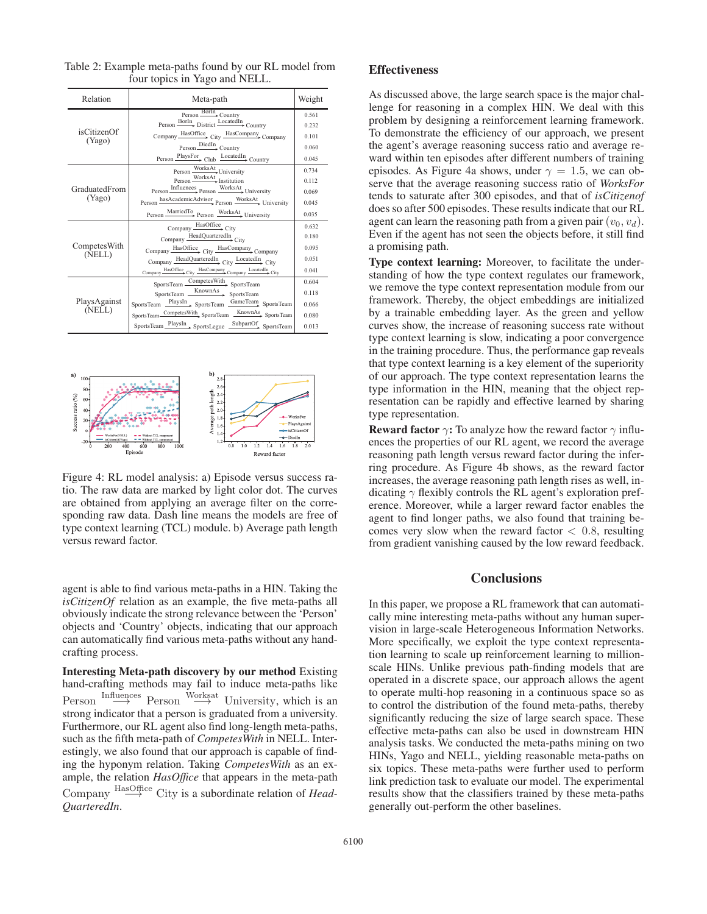Table 2: Example meta-paths found by our RL model from four topics in Yago and NELL.

| Relation | Meta-path | Weight |
|---|---|---|
| isCitizenOf (Yago) | Person $\xrightarrow{\text{BornIn}}$ Country | 0.561 |
| | Person $\xrightarrow{\text{BorIn}}$ District $\xrightarrow{\text{LocatedIn}}$ Country | 0.232 |
| | Company $\xrightarrow{\text{HasOffice}}$ City $\xrightarrow{\text{HasCompany}}$ Company | 0.101 |
| | Person $\xrightarrow{\text{DiedIn}}$ Country | 0.060 |
| | Person $\xrightarrow{\text{PlaysFor}}$ Club $\xrightarrow{\text{LocatedIn}}$ Country | 0.045 |
| GraduatedFrom (Yago) | Person $\xrightarrow{\text{WorksAt}}$ University | 0.734 |
| | Person $\xrightarrow{\text{WorksAt}}$ Institution | 0.112 |
| | Person $\xrightarrow{\text{Influences}}$ Person $\xrightarrow{\text{WorksAt}}$ University | 0.069 |
| | Person $\xrightarrow{\text{hasAcademicAdvisor}}$ Person $\xrightarrow{\text{WorksAt}}$ University | 0.045 |
| | Person $\xrightarrow{\text{MarriedTo}}$ Person $\xrightarrow{\text{WorksAt}}$ University | 0.035 |
| CompetesWith (NELL) | Company $\xrightarrow{\text{HasOffice}}$ City | 0.632 |
| | Company $\xrightarrow{\text{HeadQuarteredIn}}$ City | 0.180 |
| | Company $\xrightarrow{\text{HasOffice}}$ City $\xrightarrow{\text{HasCompany}}$ Company | 0.095 |
| | Company $\xrightarrow{\text{HeadQuarteredIn}}$ City $\xrightarrow{\text{LocatedIn}}$ City | 0.051 |
| | Company $\xrightarrow{\text{HasOffice}}$ City $\xrightarrow{\text{HasCompany}}$ Company $\xrightarrow{\text{LocatedIn}}$ City | 0.041 |
| PlaysAgainst (NELL) | SportsTeam $\xrightarrow{\text{CompetesWith}}$ SportsTeam | 0.604 |
| | SportsTeam $\xrightarrow{\text{KnownAs}}$ SportsTeam | 0.118 |
| | SportsTeam $\xrightarrow{\text{PlaysIn}}$ SportsTeam $\xrightarrow{\text{GameTeam}}$ SportsTeam | 0.066 |
| | SportsTeam $\xrightarrow{\text{CompetesWith}}$ SportsTeam $\xrightarrow{\text{KnownAs}}$ SportsTeam | 0.080 |
| | SportsTeam $\xrightarrow{\text{PlaysIn}}$ SportsLegue $\xrightarrow{\text{SubpartOf}}$ SportsTeam | 0.013 |

Figure 4: RL model analysis: a) Episode versus success ratio. The raw data are marked by light color dot. The curves are obtained from applying an average filter on the corresponding raw data. Dash line means the models are free of type context learning (TCL) module. b) Average path length versus reward factor.

agent is able to find various meta-paths in a HIN. Taking the *isCitizenOf* relation as an example, the five meta-paths all obviously indicate the strong relevance between the 'Person' objects and 'Country' objects, indicating that our approach can automatically find various meta-paths without any hand-crafting process.

**Interesting Meta-path discovery by our method** Existing hand-crafting methods may fail to induce meta-paths like Person $\xrightarrow{\text{Influences}}$ Person $\xrightarrow{\text{Worksat}}$ University, which is an strong indicator that a person is graduated from a university. Furthermore, our RL agent also find long-length meta-paths, such as the fifth meta-path of *CompetesWith* in NELL. Interestingly, we also found that our approach is capable of finding the hyponym relation. Taking *CompetesWith* as an example, the relation *HasOffice* that appears in the meta-path Company $\xrightarrow{\text{HasOffice}}$ City is a subordinate relation of *HeadQuarteredIn*.

## Effectiveness

As discussed above, the large search space is the major challenge for reasoning in a complex HIN. We deal with this problem by designing a reinforcement learning framework. To demonstrate the efficiency of our approach, we present the agent's average reasoning success ratio and average reward within ten episodes after different numbers of training episodes. As Figure 4a shows, under $\gamma = 1.5$, we can observe that the average reasoning success ratio of *WorksFor* tends to saturate after 300 episodes, and that of *isCitizenof* does so after 500 episodes. These results indicate that our RL agent can learn the reasoning path from a given pair $(v_0, v_d)$. Even if the agent has not seen the objects before, it still find a promising path.

**Type context learning:** Moreover, to facilitate the understanding of how the type context regulates our framework, we remove the type context representation module from our framework. Thereby, the object embeddings are initialized by a trainable embedding layer. As the green and yellow curves show, the increase of reasoning success rate without type context learning is slow, indicating a poor convergence in the training procedure. Thus, the performance gap reveals that type context learning is a key element of the superiority of our approach. The type context representation learns the type information in the HIN, meaning that the object representation can be rapidly and effective learned by sharing type representation.

**Reward factor $\gamma$:** To analyze how the reward factor $\gamma$ influences the properties of our RL agent, we record the average reasoning path length versus reward factor during the inferring procedure. As Figure 4b shows, as the reward factor increases, the average reasoning path length rises as well, indicating $\gamma$ flexibly controls the RL agent's exploration preference. Moreover, while a larger reward factor enables the agent to find longer paths, we also found that training becomes very slow when the reward factor $< 0.8$, resulting from gradient vanishing caused by the low reward feedback.

## Conclusions

In this paper, we propose a RL framework that can automatically mine interesting meta-paths without any human supervision in large-scale Heterogeneous Information Networks. More specifically, we exploit the type context representation learning to scale up reinforcement learning to million-scale HINs. Unlike previous path-finding models that are operated in a discrete space, our approach allows the agent to operate multi-hop reasoning in a continuous space so as to control the distribution of the found meta-paths, thereby significantly reducing the size of large search space. These effective meta-paths can also be used in downstream HIN analysis tasks. We conducted the meta-paths mining on two HINs, Yago and NELL, yielding reasonable meta-paths on six topics. These meta-paths were further used to perform link prediction task to evaluate our model. The experimental results show that the classifiers trained by these meta-paths generally out-perform the other baselines.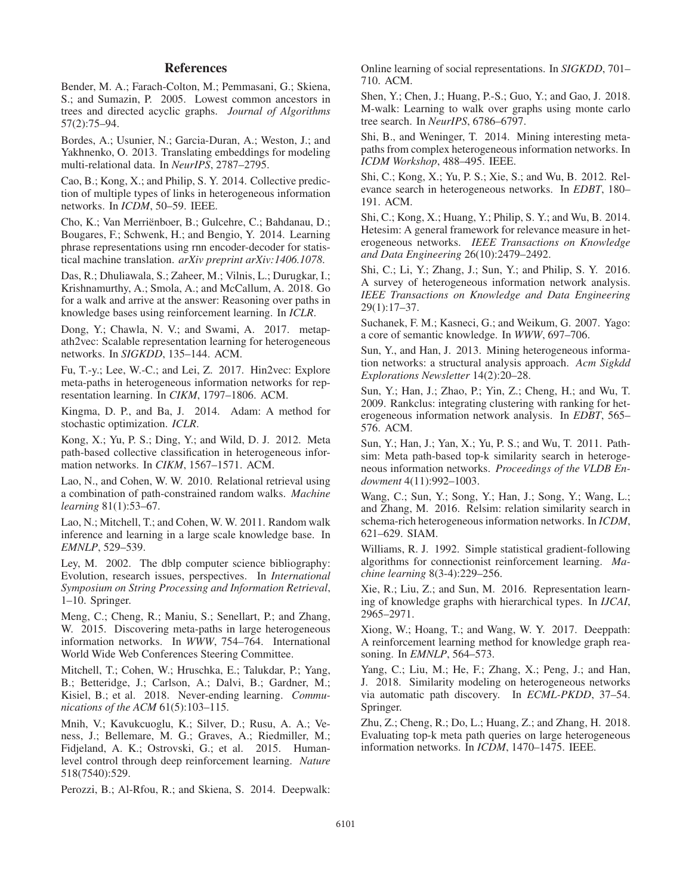## References

Bender, M. A.; Farach-Colton, M.; Pemmasani, G.; Skiena, S.; and Sumazin, P. 2005. Lowest common ancestors in trees and directed acyclic graphs. *Journal of Algorithms* 57(2):75–94.

Bordes, A.; Usunier, N.; Garcia-Duran, A.; Weston, J.; and Yakhnenko, O. 2013. Translating embeddings for modeling multi-relational data. In *NeurIPS*, 2787–2795.

Cao, B.; Kong, X.; and Philip, S. Y. 2014. Collective prediction of multiple types of links in heterogeneous information networks. In *ICDM*, 50–59. IEEE.

Cho, K.; Van Merriënboer, B.; Gulcehre, C.; Bahdanau, D.; Bougares, F.; Schwenk, H.; and Bengio, Y. 2014. Learning phrase representations using rnn encoder-decoder for statistical machine translation. *arXiv preprint arXiv:1406.1078*.

Das, R.; Dhuliawala, S.; Zaheer, M.; Vilnis, L.; Durugkar, I.; Krishnamurthy, A.; Smola, A.; and McCallum, A. 2018. Go for a walk and arrive at the answer: Reasoning over paths in knowledge bases using reinforcement learning. In *ICLR*.

Dong, Y.; Chawla, N. V.; and Swami, A. 2017. metapath2vec: Scalable representation learning for heterogeneous networks. In *SIGKDD*, 135–144. ACM.

Fu, T.-y.; Lee, W.-C.; and Lei, Z. 2017. Hin2vec: Explore meta-paths in heterogeneous information networks for representation learning. In *CIKM*, 1797–1806. ACM.

Kingma, D. P., and Ba, J. 2014. Adam: A method for stochastic optimization. *ICLR*.

Kong, X.; Yu, P. S.; Ding, Y.; and Wild, D. J. 2012. Meta path-based collective classification in heterogeneous information networks. In *CIKM*, 1567–1571. ACM.

Lao, N., and Cohen, W. W. 2010. Relational retrieval using a combination of path-constrained random walks. *Machine learning* 81(1):53–67.

Lao, N.; Mitchell, T.; and Cohen, W. W. 2011. Random walk inference and learning in a large scale knowledge base. In *EMNLP*, 529–539.

Ley, M. 2002. The dblp computer science bibliography: Evolution, research issues, perspectives. In *International Symposium on String Processing and Information Retrieval*, 1–10. Springer.

Meng, C.; Cheng, R.; Maniu, S.; Senellart, P.; and Zhang, W. 2015. Discovering meta-paths in large heterogeneous information networks. In *WWW*, 754–764. International World Wide Web Conferences Steering Committee.

Mitchell, T.; Cohen, W.; Hruschka, E.; Talukdar, P.; Yang, B.; Betteridge, J.; Carlson, A.; Dalvi, B.; Gardner, M.; Kisiel, B.; et al. 2018. Never-ending learning. *Communications of the ACM* 61(5):103–115.

Mnih, V.; Kavukcuoglu, K.; Silver, D.; Rusu, A. A.; Veness, J.; Bellemare, M. G.; Graves, A.; Riedmiller, M.; Fidjeland, A. K.; Ostrovski, G.; et al. 2015. Human-level control through deep reinforcement learning. *Nature* 518(7540):529.

Perozzi, B.; Al-Rfou, R.; and Skiena, S. 2014. Deepwalk: Online learning of social representations. In *SIGKDD*, 701–710. ACM.

Shen, Y.; Chen, J.; Huang, P.-S.; Guo, Y.; and Gao, J. 2018. M-walk: Learning to walk over graphs using monte carlo tree search. In *NeurIPS*, 6786–6797.

Shi, B., and Weninger, T. 2014. Mining interesting metapaths from complex heterogeneous information networks. In *ICDM Workshop*, 488–495. IEEE.

Shi, C.; Kong, X.; Yu, P. S.; Xie, S.; and Wu, B. 2012. Relevance search in heterogeneous networks. In *EDBT*, 180–191. ACM.

Shi, C.; Kong, X.; Huang, Y.; Philip, S. Y.; and Wu, B. 2014. Hetesim: A general framework for relevance measure in heterogeneous networks. *IEEE Transactions on Knowledge and Data Engineering* 26(10):2479–2492.

Shi, C.; Li, Y.; Zhang, J.; Sun, Y.; and Philip, S. Y. 2016. A survey of heterogeneous information network analysis. *IEEE Transactions on Knowledge and Data Engineering* 29(1):17–37.

Suchanek, F. M.; Kasneci, G.; and Weikum, G. 2007. Yago: a core of semantic knowledge. In *WWW*, 697–706.

Sun, Y., and Han, J. 2013. Mining heterogeneous information networks: a structural analysis approach. *Acm Sigkdd Explorations Newsletter* 14(2):20–28.

Sun, Y.; Han, J.; Zhao, P.; Yin, Z.; Cheng, H.; and Wu, T. 2009. Rankclus: integrating clustering with ranking for heterogeneous information network analysis. In *EDBT*, 565–576. ACM.

Sun, Y.; Han, J.; Yan, X.; Yu, P. S.; and Wu, T. 2011. Pathsim: Meta path-based top-k similarity search in heterogeneous information networks. *Proceedings of the VLDB Endowment* 4(11):992–1003.

Wang, C.; Sun, Y.; Song, Y.; Han, J.; Song, Y.; Wang, L.; and Zhang, M. 2016. Relsim: relation similarity search in schema-rich heterogeneous information networks. In *ICDM*, 621–629. SIAM.

Williams, R. J. 1992. Simple statistical gradient-following algorithms for connectionist reinforcement learning. *Machine learning* 8(3-4):229–256.

Xie, R.; Liu, Z.; and Sun, M. 2016. Representation learning of knowledge graphs with hierarchical types. In *IJCAI*, 2965–2971.

Xiong, W.; Hoang, T.; and Wang, W. Y. 2017. Deeppath: A reinforcement learning method for knowledge graph reasoning. In *EMNLP*, 564–573.

Yang, C.; Liu, M.; He, F.; Zhang, X.; Peng, J.; and Han, J. 2018. Similarity modeling on heterogeneous networks via automatic path discovery. In *ECML-PKDD*, 37–54. Springer.

Zhu, Z.; Cheng, R.; Do, L.; Huang, Z.; and Zhang, H. 2018. Evaluating top-k meta path queries on large heterogeneous information networks. In *ICDM*, 1470–1475. IEEE.